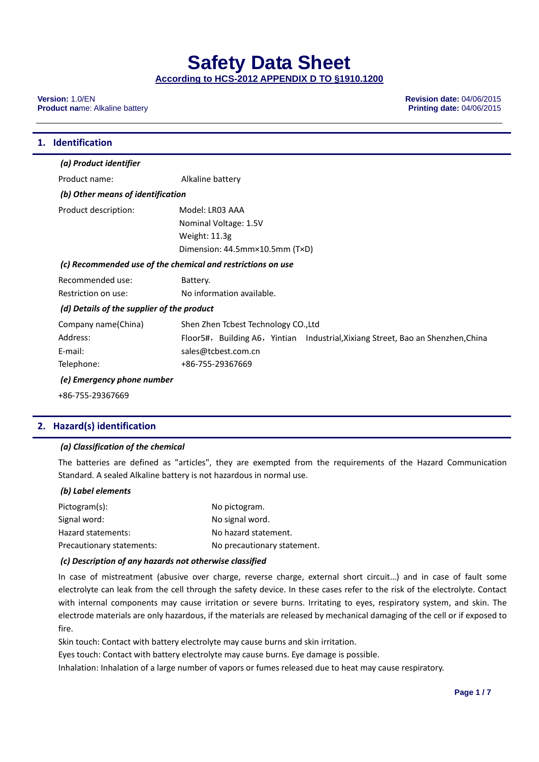# Safety Data Sheet

**According to HCS-2012 APPENDIX D TO §1910.1200**

**Version:** 1.0/EN
**Product na**me: Alkaline battery

**Revision date:** 04/06/2015
**Printing date:** 04/06/2015

## 1. Identification

***(a) Product identifier***

| | |
|---|---|
| Product name: | Alkaline battery |

***(b) Other means of identification***

| | |
|---|---|
| Product description: | Model: LR03 AAA |
| | Nominal Voltage: 1.5V |
| | Weight: 11.3g |
| | Dimension: 44.5mm×10.5mm (T×D) |

***(c) Recommended use of the chemical and restrictions on use***

| | |
|---|---|
| Recommended use: | Battery. |
| Restriction on use: | No information available. |

***(d) Details of the supplier of the product***

| | |
|---|---|
| Company name(China) | Shen Zhen Tcbest Technology CO.,Ltd |
| Address: | Floor5#，Building A6，Yintian Industrial,Xixiang Street, Bao an Shenzhen,China |
| E-mail: | sales@tcbest.com.cn |
| Telephone: | +86-755-29367669 |

***(e) Emergency phone number***

+86-755-29367669

## 2. Hazard(s) identification

***(a) Classification of the chemical***

The batteries are defined as "articles", they are exempted from the requirements of the Hazard Communication Standard. A sealed Alkaline battery is not hazardous in normal use.

***(b) Label elements***

| | |
|---|---|
| Pictogram(s): | No pictogram. |
| Signal word: | No signal word. |
| Hazard statements: | No hazard statement. |
| Precautionary statements: | No precautionary statement. |

***(c) Description of any hazards not otherwise classified***

In case of mistreatment (abusive over charge, reverse charge, external short circuit…) and in case of fault some electrolyte can leak from the cell through the safety device. In these cases refer to the risk of the electrolyte. Contact with internal components may cause irritation or severe burns. Irritating to eyes, respiratory system, and skin. The electrode materials are only hazardous, if the materials are released by mechanical damaging of the cell or if exposed to fire.

Skin touch: Contact with battery electrolyte may cause burns and skin irritation.

Eyes touch: Contact with battery electrolyte may cause burns. Eye damage is possible.

Inhalation: Inhalation of a large number of vapors or fumes released due to heat may cause respiratory.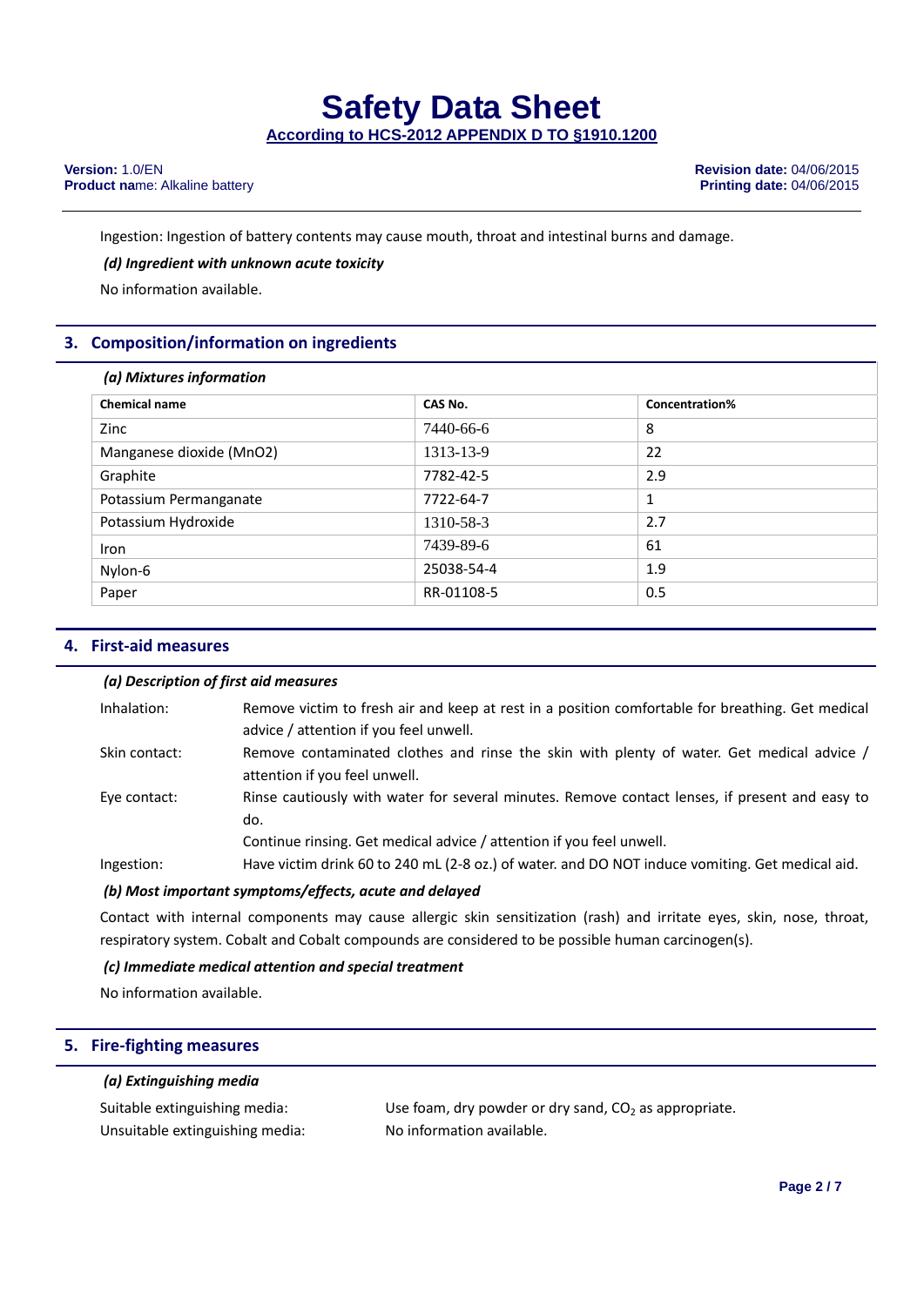Ingestion: Ingestion of battery contents may cause mouth, throat and intestinal burns and damage.

***(d) Ingredient with unknown acute toxicity***

No information available.

## 3. Composition/information on ingredients

***(a) Mixtures information***

| Chemical name | CAS No. | Concentration% |
|---|---|---|
| Zinc | 7440-66-6 | 8 |
| Manganese dioxide (MnO2) | 1313-13-9 | 22 |
| Graphite | 7782-42-5 | 2.9 |
| Potassium Permanganate | 7722-64-7 | 1 |
| Potassium Hydroxide | 1310-58-3 | 2.7 |
| Iron | 7439-89-6 | 61 |
| Nylon-6 | 25038-54-4 | 1.9 |
| Paper | RR-01108-5 | 0.5 |

## 4. First-aid measures

***(a) Description of first aid measures***

Inhalation: Remove victim to fresh air and keep at rest in a position comfortable for breathing. Get medical advice / attention if you feel unwell.

Skin contact: Remove contaminated clothes and rinse the skin with plenty of water. Get medical advice / attention if you feel unwell.

Eye contact: Rinse cautiously with water for several minutes. Remove contact lenses, if present and easy to do.
Continue rinsing. Get medical advice / attention if you feel unwell.

Ingestion: Have victim drink 60 to 240 mL (2-8 oz.) of water. and DO NOT induce vomiting. Get medical aid.

***(b) Most important symptoms/effects, acute and delayed***

Contact with internal components may cause allergic skin sensitization (rash) and irritate eyes, skin, nose, throat, respiratory system. Cobalt and Cobalt compounds are considered to be possible human carcinogen(s).

***(c) Immediate medical attention and special treatment***

No information available.

## 5. Fire-fighting measures

***(a) Extinguishing media***

Suitable extinguishing media: Use foam, dry powder or dry sand, $CO_2$ as appropriate.

Unsuitable extinguishing media: No information available.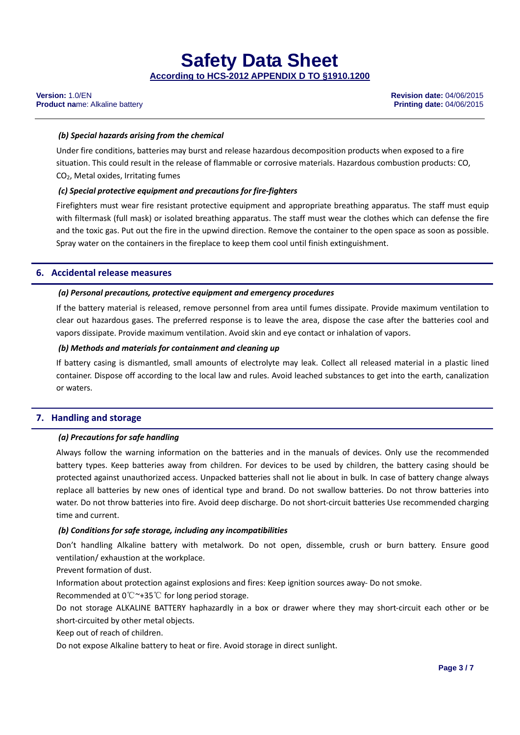*(b) Special hazards arising from the chemical*

Under fire conditions, batteries may burst and release hazardous decomposition products when exposed to a fire situation. This could result in the release of flammable or corrosive materials. Hazardous combustion products: CO, $CO_2$, Metal oxides, Irritating fumes

*(c) Special protective equipment and precautions for fire-fighters*

Firefighters must wear fire resistant protective equipment and appropriate breathing apparatus. The staff must equip with filtermask (full mask) or isolated breathing apparatus. The staff must wear the clothes which can defense the fire and the toxic gas. Put out the fire in the upwind direction. Remove the container to the open space as soon as possible. Spray water on the containers in the fireplace to keep them cool until finish extinguishment.

## 6. Accidental release measures

*(a) Personal precautions, protective equipment and emergency procedures*

If the battery material is released, remove personnel from area until fumes dissipate. Provide maximum ventilation to clear out hazardous gases. The preferred response is to leave the area, dispose the case after the batteries cool and vapors dissipate. Provide maximum ventilation. Avoid skin and eye contact or inhalation of vapors.

*(b) Methods and materials for containment and cleaning up*

If battery casing is dismantled, small amounts of electrolyte may leak. Collect all released material in a plastic lined container. Dispose off according to the local law and rules. Avoid leached substances to get into the earth, canalization or waters.

## 7. Handling and storage

*(a) Precautions for safe handling*

Always follow the warning information on the batteries and in the manuals of devices. Only use the recommended battery types. Keep batteries away from children. For devices to be used by children, the battery casing should be protected against unauthorized access. Unpacked batteries shall not lie about in bulk. In case of battery change always replace all batteries by new ones of identical type and brand. Do not swallow batteries. Do not throw batteries into water. Do not throw batteries into fire. Avoid deep discharge. Do not short-circuit batteries Use recommended charging time and current.

*(b) Conditions for safe storage, including any incompatibilities*

Don't handling Alkaline battery with metalwork. Do not open, dissemble, crush or burn battery. Ensure good ventilation/ exhaustion at the workplace.

Prevent formation of dust.

Information about protection against explosions and fires: Keep ignition sources away- Do not smoke.

Recommended at 0℃~+35℃ for long period storage.

Do not storage ALKALINE BATTERY haphazardly in a box or drawer where they may short-circuit each other or be short-circuited by other metal objects.

Keep out of reach of children.

Do not expose Alkaline battery to heat or fire. Avoid storage in direct sunlight.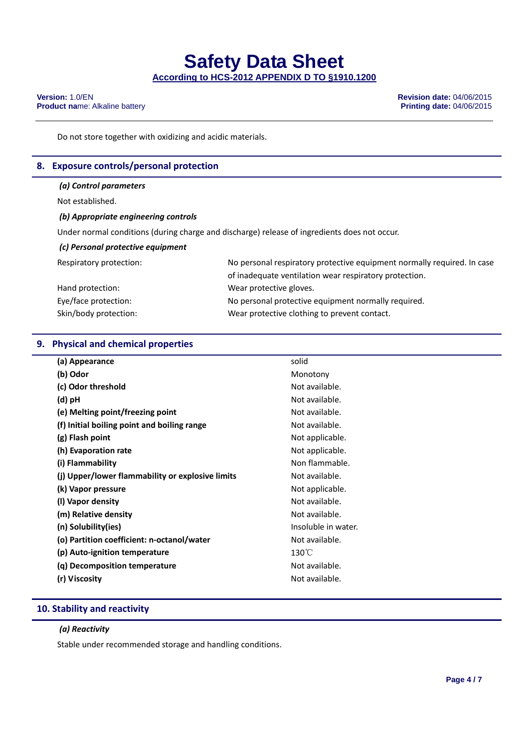Do not store together with oxidizing and acidic materials.

## 8. Exposure controls/personal protection

***(a) Control parameters***

Not established.

***(b) Appropriate engineering controls***

Under normal conditions (during charge and discharge) release of ingredients does not occur.

***(c) Personal protective equipment***

| | |
|---|---|
| Respiratory protection: | No personal respiratory protective equipment normally required. In case of inadequate ventilation wear respiratory protection. |
| Hand protection: | Wear protective gloves. |
| Eye/face protection: | No personal protective equipment normally required. |
| Skin/body protection: | Wear protective clothing to prevent contact. |

## 9. Physical and chemical properties

| | |
|---|---|
| **(a) Appearance** | solid |
| **(b) Odor** | Monotony |
| **(c) Odor threshold** | Not available. |
| **(d) pH** | Not available. |
| **(e) Melting point/freezing point** | Not available. |
| **(f) Initial boiling point and boiling range** | Not available. |
| **(g) Flash point** | Not applicable. |
| **(h) Evaporation rate** | Not applicable. |
| **(i) Flammability** | Non flammable. |
| **(j) Upper/lower flammability or explosive limits** | Not available. |
| **(k) Vapor pressure** | Not applicable. |
| **(l) Vapor density** | Not available. |
| **(m) Relative density** | Not available. |
| **(n) Solubility(ies)** | Insoluble in water. |
| **(o) Partition coefficient: n-octanol/water** | Not available. |
| **(p) Auto-ignition temperature** | 130℃ |
| **(q) Decomposition temperature** | Not available. |
| **(r) Viscosity** | Not available. |

## 10. Stability and reactivity

***(a) Reactivity***

Stable under recommended storage and handling conditions.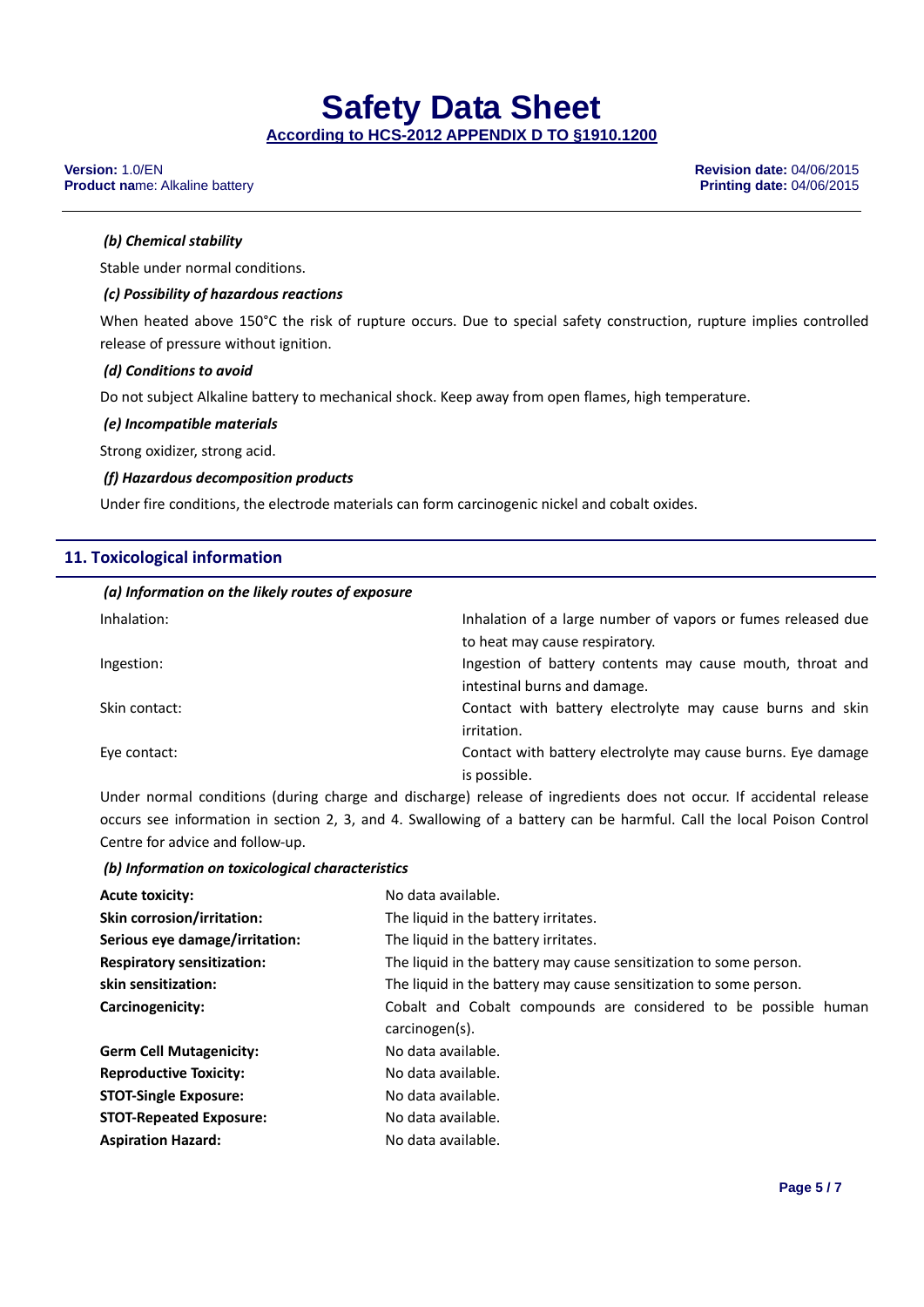*(b) Chemical stability*

Stable under normal conditions.

*(c) Possibility of hazardous reactions*

When heated above 150°C the risk of rupture occurs. Due to special safety construction, rupture implies controlled release of pressure without ignition.

*(d) Conditions to avoid*

Do not subject Alkaline battery to mechanical shock. Keep away from open flames, high temperature.

*(e) Incompatible materials*

Strong oxidizer, strong acid.

*(f) Hazardous decomposition products*

Under fire conditions, the electrode materials can form carcinogenic nickel and cobalt oxides.

## 11. Toxicological information

*(a) Information on the likely routes of exposure*

| | |
|---|---|
| Inhalation: | Inhalation of a large number of vapors or fumes released due to heat may cause respiratory. |
| Ingestion: | Ingestion of battery contents may cause mouth, throat and intestinal burns and damage. |
| Skin contact: | Contact with battery electrolyte may cause burns and skin irritation. |
| Eye contact: | Contact with battery electrolyte may cause burns. Eye damage is possible. |

Under normal conditions (during charge and discharge) release of ingredients does not occur. If accidental release occurs see information in section 2, 3, and 4. Swallowing of a battery can be harmful. Call the local Poison Control Centre for advice and follow-up.

*(b) Information on toxicological characteristics*

| | |
|---|---|
| **Acute toxicity:** | No data available. |
| **Skin corrosion/irritation:** | The liquid in the battery irritates. |
| **Serious eye damage/irritation:** | The liquid in the battery irritates. |
| **Respiratory sensitization:** | The liquid in the battery may cause sensitization to some person. |
| **skin sensitization:** | The liquid in the battery may cause sensitization to some person. |
| **Carcinogenicity:** | Cobalt and Cobalt compounds are considered to be possible human carcinogen(s). |
| **Germ Cell Mutagenicity:** | No data available. |
| **Reproductive Toxicity:** | No data available. |
| **STOT-Single Exposure:** | No data available. |
| **STOT-Repeated Exposure:** | No data available. |
| **Aspiration Hazard:** | No data available. |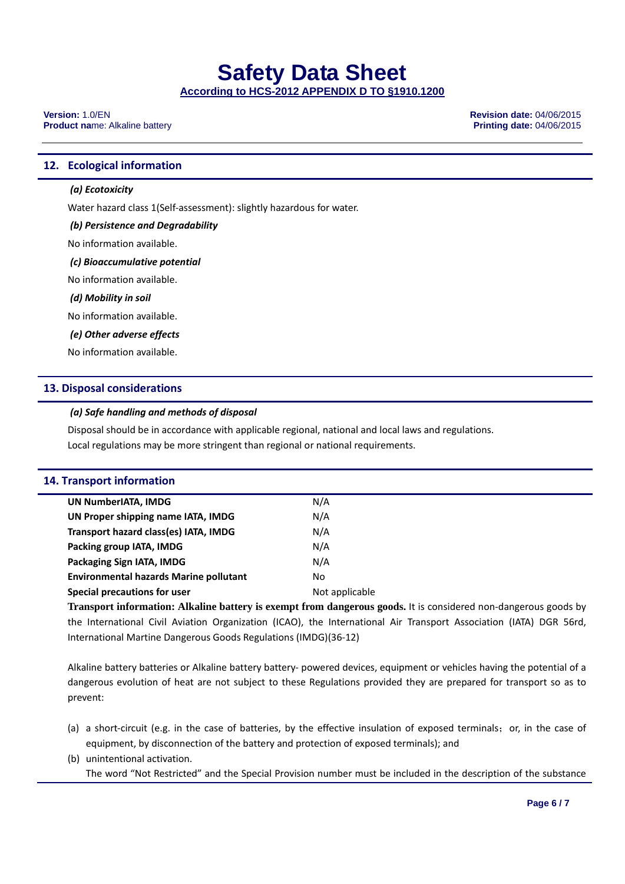## 12. Ecological information

***(a) Ecotoxicity***

Water hazard class 1(Self-assessment): slightly hazardous for water.

***(b) Persistence and Degradability***

No information available.

***(c) Bioaccumulative potential***

No information available.

***(d) Mobility in soil***

No information available.

***(e) Other adverse effects***

No information available.

## 13. Disposal considerations

***(a) Safe handling and methods of disposal***

Disposal should be in accordance with applicable regional, national and local laws and regulations.
Local regulations may be more stringent than regional or national requirements.

## 14. Transport information

| | |
|---|---|
| **UN NumberIATA, IMDG** | N/A |
| **UN Proper shipping name IATA, IMDG** | N/A |
| **Transport hazard class(es) IATA, IMDG** | N/A |
| **Packing group IATA, IMDG** | N/A |
| **Packaging Sign IATA, IMDG** | N/A |
| **Environmental hazards Marine pollutant** | No |
| **Special precautions for user** | Not applicable |

**Transport information: Alkaline battery is exempt from dangerous goods.** It is considered non-dangerous goods by the International Civil Aviation Organization (ICAO), the International Air Transport Association (IATA) DGR 56rd, International Martine Dangerous Goods Regulations (IMDG)(36-12)

Alkaline battery batteries or Alkaline battery battery- powered devices, equipment or vehicles having the potential of a dangerous evolution of heat are not subject to these Regulations provided they are prepared for transport so as to prevent:

(a) a short-circuit (e.g. in the case of batteries, by the effective insulation of exposed terminals； or, in the case of equipment, by disconnection of the battery and protection of exposed terminals); and
(b) unintentional activation.
The word “Not Restricted” and the Special Provision number must be included in the description of the substance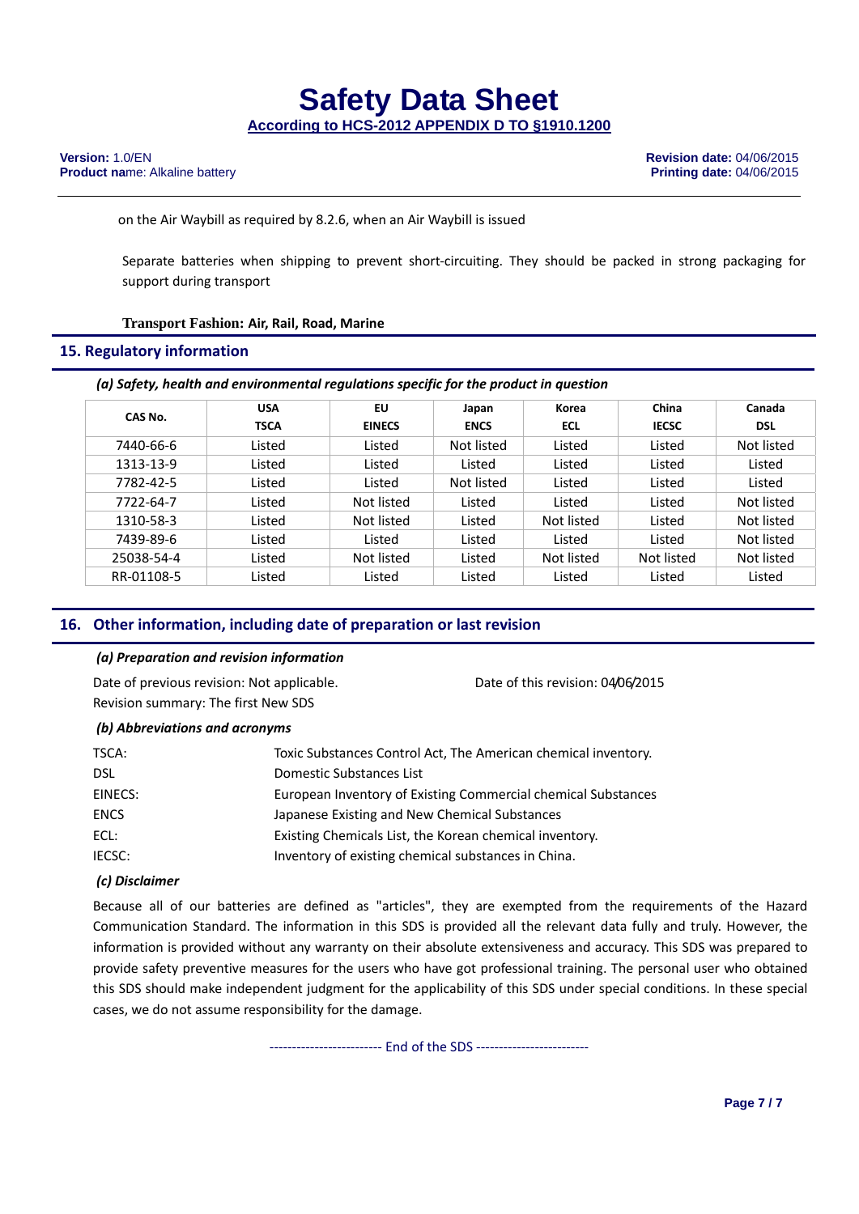on the Air Waybill as required by 8.2.6, when an Air Waybill is issued

Separate batteries when shipping to prevent short-circuiting. They should be packed in strong packaging for support during transport

**Transport Fashion: Air, Rail, Road, Marine**

## 15. Regulatory information

### *(a) Safety, health and environmental regulations specific for the product in question*

| CAS No. | USA TSCA | EU EINECS | Japan ENCS | Korea ECL | China IECSC | Canada DSL |
|---|---|---|---|---|---|---|
| 7440-66-6 | Listed | Listed | Not listed | Listed | Listed | Not listed |
| 1313-13-9 | Listed | Listed | Listed | Listed | Listed | Listed |
| 7782-42-5 | Listed | Listed | Not listed | Listed | Listed | Listed |
| 7722-64-7 | Listed | Not listed | Listed | Listed | Listed | Not listed |
| 1310-58-3 | Listed | Not listed | Listed | Not listed | Listed | Not listed |
| 7439-89-6 | Listed | Listed | Listed | Listed | Listed | Not listed |
| 25038-54-4 | Listed | Not listed | Listed | Not listed | Not listed | Not listed |
| RR-01108-5 | Listed | Listed | Listed | Listed | Listed | Listed |

## 16. Other information, including date of preparation or last revision

### *(a) Preparation and revision information*

Date of previous revision: Not applicable.

Date of this revision: 04/06/2015

Revision summary: The first New SDS

### *(b) Abbreviations and acronyms*

| | |
|---|---|
| TSCA: | Toxic Substances Control Act, The American chemical inventory. |
| DSL | Domestic Substances List |
| EINECS: | European Inventory of Existing Commercial chemical Substances |
| ENCS | Japanese Existing and New Chemical Substances |
| ECL: | Existing Chemicals List, the Korean chemical inventory. |
| IECSC: | Inventory of existing chemical substances in China. |

### *(c) Disclaimer*

Because all of our batteries are defined as "articles", they are exempted from the requirements of the Hazard Communication Standard. The information in this SDS is provided all the relevant data fully and truly. However, the information is provided without any warranty on their absolute extensiveness and accuracy. This SDS was prepared to provide safety preventive measures for the users who have got professional training. The personal user who obtained this SDS should make independent judgment for the applicability of this SDS under special conditions. In these special cases, we do not assume responsibility for the damage.

------------------------- End of the SDS -------------------------